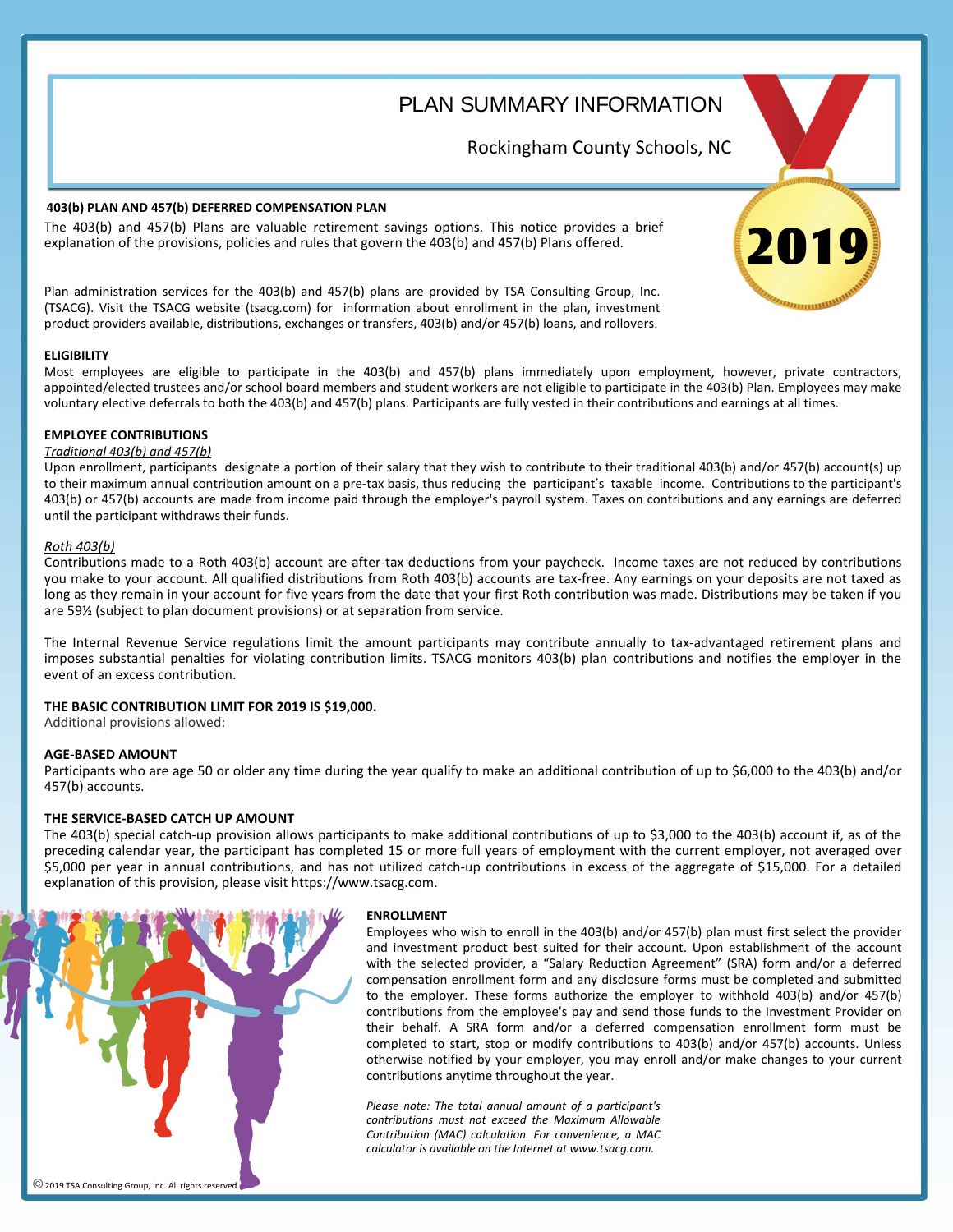# PLAN SUMMARY INFORMATION

Rockingham County Schools, NC

2019

## 403(b) PLAN AND 457(b) DEFERRED COMPENSATION PLAN

The 403(b) and 457(b) Plans are valuable retirement savings options. This notice provides a brief explanation of the provisions, policies and rules that govern the 403(b) and 457(b) Plans offered.

Plan administration services for the 403(b) and 457(b) plans are provided by TSA Consulting Group, Inc. (TSACG). Visit the TSACG website (tsacg.com) for information about enrollment in the plan, investment product providers available, distributions, exchanges or transfers, 403(b) and/or 457(b) loans, and rollovers.

### ELIGIBILITY

Most employees are eligible to participate in the 403(b) and 457(b) plans immediately upon employment, however, private contractors, appointed/elected trustees and/or school board members and student workers are not eligible to participate in the 403(b) Plan. Employees may make voluntary elective deferrals to both the 403(b) and 457(b) plans. Participants are fully vested in their contributions and earnings at all times.

### EMPLOYEE CONTRIBUTIONS

*Traditional 403(b) and 457(b)*

Upon enrollment, participants designate a portion of their salary that they wish to contribute to their traditional 403(b) and/or 457(b) account(s) up to their maximum annual contribution amount on a pre-tax basis, thus reducing the participant's taxable income. Contributions to the participant's 403(b) or 457(b) accounts are made from income paid through the employer's payroll system. Taxes on contributions and any earnings are deferred until the participant withdraws their funds.

*Roth 403(b)*

Contributions made to a Roth 403(b) account are after-tax deductions from your paycheck. Income taxes are not reduced by contributions you make to your account. All qualified distributions from Roth 403(b) accounts are tax-free. Any earnings on your deposits are not taxed as long as they remain in your account for five years from the date that your first Roth contribution was made. Distributions may be taken if you are 59½ (subject to plan document provisions) or at separation from service.

The Internal Revenue Service regulations limit the amount participants may contribute annually to tax-advantaged retirement plans and imposes substantial penalties for violating contribution limits. TSACG monitors 403(b) plan contributions and notifies the employer in the event of an excess contribution.

### THE BASIC CONTRIBUTION LIMIT FOR 2019 IS $19,000.

Additional provisions allowed:

### AGE-BASED AMOUNT

Participants who are age 50 or older any time during the year qualify to make an additional contribution of up to $6,000 to the 403(b) and/or 457(b) accounts.

### THE SERVICE-BASED CATCH UP AMOUNT

The 403(b) special catch-up provision allows participants to make additional contributions of up to $3,000 to the 403(b) account if, as of the preceding calendar year, the participant has completed 15 or more full years of employment with the current employer, not averaged over $5,000 per year in annual contributions, and has not utilized catch-up contributions in excess of the aggregate of $15,000. For a detailed explanation of this provision, please visit https://www.tsacg.com.

### ENROLLMENT

Employees who wish to enroll in the 403(b) and/or 457(b) plan must first select the provider and investment product best suited for their account. Upon establishment of the account with the selected provider, a "Salary Reduction Agreement" (SRA) form and/or a deferred compensation enrollment form and any disclosure forms must be completed and submitted to the employer. These forms authorize the employer to withhold 403(b) and/or 457(b) contributions from the employee's pay and send those funds to the Investment Provider on their behalf. A SRA form and/or a deferred compensation enrollment form must be completed to start, stop or modify contributions to 403(b) and/or 457(b) accounts. Unless otherwise notified by your employer, you may enroll and/or make changes to your current contributions anytime throughout the year.

*Please note: The total annual amount of a participant's contributions must not exceed the Maximum Allowable Contribution (MAC) calculation. For convenience, a MAC calculator is available on the Internet at www.tsacg.com.*

© 2019 TSA Consulting Group, Inc. All rights reserved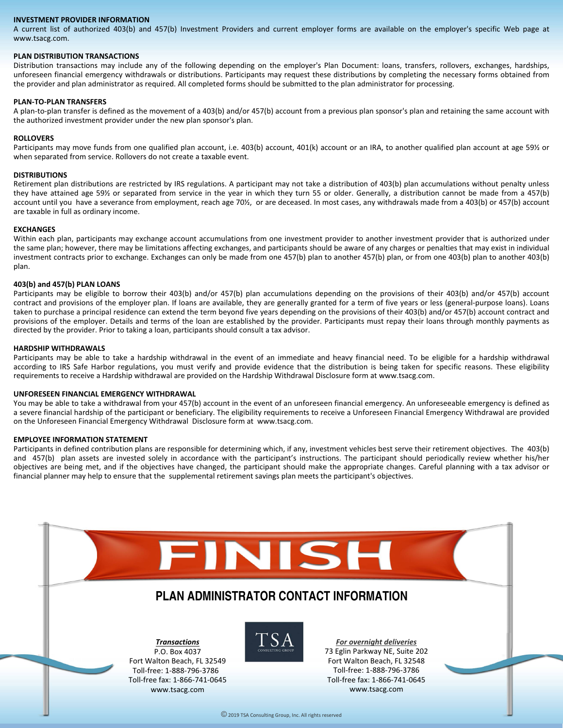## INVESTMENT PROVIDER INFORMATION

A current list of authorized 403(b) and 457(b) Investment Providers and current employer forms are available on the employer's specific Web page at www.tsacg.com.

## PLAN DISTRIBUTION TRANSACTIONS

Distribution transactions may include any of the following depending on the employer's Plan Document: loans, transfers, rollovers, exchanges, hardships, unforeseen financial emergency withdrawals or distributions. Participants may request these distributions by completing the necessary forms obtained from the provider and plan administrator as required. All completed forms should be submitted to the plan administrator for processing.

## PLAN-TO-PLAN TRANSFERS

A plan-to-plan transfer is defined as the movement of a 403(b) and/or 457(b) account from a previous plan sponsor's plan and retaining the same account with the authorized investment provider under the new plan sponsor's plan.

## ROLLOVERS

Participants may move funds from one qualified plan account, i.e. 403(b) account, 401(k) account or an IRA, to another qualified plan account at age 59½ or when separated from service. Rollovers do not create a taxable event.

## DISTRIBUTIONS

Retirement plan distributions are restricted by IRS regulations. A participant may not take a distribution of 403(b) plan accumulations without penalty unless they have attained age 59½ or separated from service in the year in which they turn 55 or older. Generally, a distribution cannot be made from a 457(b) account until you have a severance from employment, reach age 70½, or are deceased. In most cases, any withdrawals made from a 403(b) or 457(b) account are taxable in full as ordinary income.

## EXCHANGES

Within each plan, participants may exchange account accumulations from one investment provider to another investment provider that is authorized under the same plan; however, there may be limitations affecting exchanges, and participants should be aware of any charges or penalties that may exist in individual investment contracts prior to exchange. Exchanges can only be made from one 457(b) plan to another 457(b) plan, or from one 403(b) plan to another 403(b) plan.

## 403(b) and 457(b) PLAN LOANS

Participants may be eligible to borrow their 403(b) and/or 457(b) plan accumulations depending on the provisions of their 403(b) and/or 457(b) account contract and provisions of the employer plan. If loans are available, they are generally granted for a term of five years or less (general-purpose loans). Loans taken to purchase a principal residence can extend the term beyond five years depending on the provisions of their 403(b) and/or 457(b) account contract and provisions of the employer. Details and terms of the loan are established by the provider. Participants must repay their loans through monthly payments as directed by the provider. Prior to taking a loan, participants should consult a tax advisor.

## HARDSHIP WITHDRAWALS

Participants may be able to take a hardship withdrawal in the event of an immediate and heavy financial need. To be eligible for a hardship withdrawal according to IRS Safe Harbor regulations, you must verify and provide evidence that the distribution is being taken for specific reasons. These eligibility requirements to receive a Hardship withdrawal are provided on the Hardship Withdrawal Disclosure form at www.tsacg.com.

## UNFORESEEN FINANCIAL EMERGENCY WITHDRAWAL

You may be able to take a withdrawal from your 457(b) account in the event of an unforeseen financial emergency. An unforeseeable emergency is defined as a severe financial hardship of the participant or beneficiary. The eligibility requirements to receive a Unforeseen Financial Emergency Withdrawal are provided on the Unforeseen Financial Emergency Withdrawal Disclosure form at www.tsacg.com.

## EMPLOYEE INFORMATION STATEMENT

Participants in defined contribution plans are responsible for determining which, if any, investment vehicles best serve their retirement objectives. The 403(b) and 457(b) plan assets are invested solely in accordance with the participant's instructions. The participant should periodically review whether his/her objectives are being met, and if the objectives have changed, the participant should make the appropriate changes. Careful planning with a tax advisor or financial planner may help to ensure that the supplemental retirement savings plan meets the participant's objectives.

# FINISH

## PLAN ADMINISTRATOR CONTACT INFORMATION

TSA CONSULTING GROUP

***Transactions***

P.O. Box 4037
Fort Walton Beach, FL 32549
Toll-free: 1-888-796-3786
Toll-free fax: 1-866-741-0645
www.tsacg.com

***For overnight deliveries***

73 Eglin Parkway NE, Suite 202
Fort Walton Beach, FL 32548
Toll-free: 1-888-796-3786
Toll-free fax: 1-866-741-0645
www.tsacg.com

© 2019 TSA Consulting Group, Inc. All rights reserved